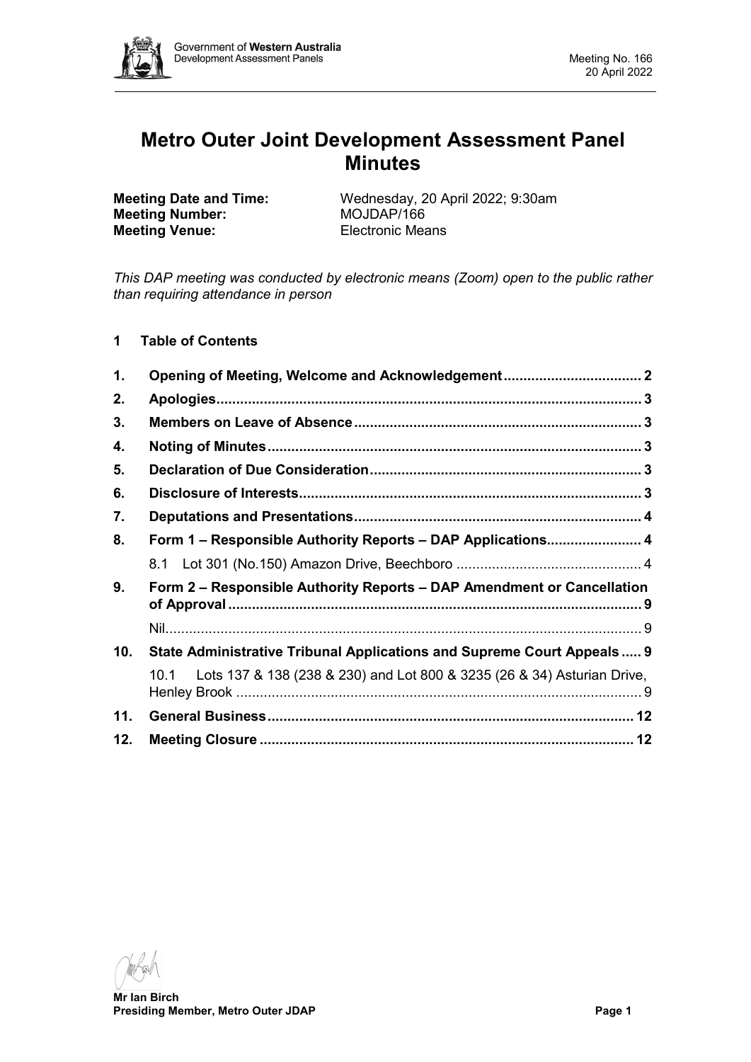# Metro Outer Joint Development Assessment Panel Minutes

**Meeting Date and Time:** Wednesday, 20 April 2022; 9:30am
**Meeting Number:** MOJDAP/166
**Meeting Venue:** Electronic Means

*This DAP meeting was conducted by electronic means (Zoom) open to the public rather than requiring attendance in person*

**1 Table of Contents**

| | | |
|---|---|---|
| **1.** | **Opening of Meeting, Welcome and Acknowledgement** | **2** |
| **2.** | **Apologies** | **3** |
| **3.** | **Members on Leave of Absence** | **3** |
| **4.** | **Noting of Minutes** | **3** |
| **5.** | **Declaration of Due Consideration** | **3** |
| **6.** | **Disclosure of Interests** | **3** |
| **7.** | **Deputations and Presentations** | **4** |
| **8.** | **Form 1 – Responsible Authority Reports – DAP Applications** | **4** |
| | 8.1 Lot 301 (No.150) Amazon Drive, Beechboro | 4 |
| **9.** | **Form 2 – Responsible Authority Reports – DAP Amendment or Cancellation of Approval** | **9** |
| | Nil | 9 |
| **10.** | **State Administrative Tribunal Applications and Supreme Court Appeals** | **9** |
| | 10.1 Lots 137 & 138 (238 & 230) and Lot 800 & 3235 (26 & 34) Asturian Drive, Henley Brook | 9 |
| **11.** | **General Business** | **12** |
| **12.** | **Meeting Closure** | **12** |

**Mr Ian Birch**
**Presiding Member, Metro Outer JDAP**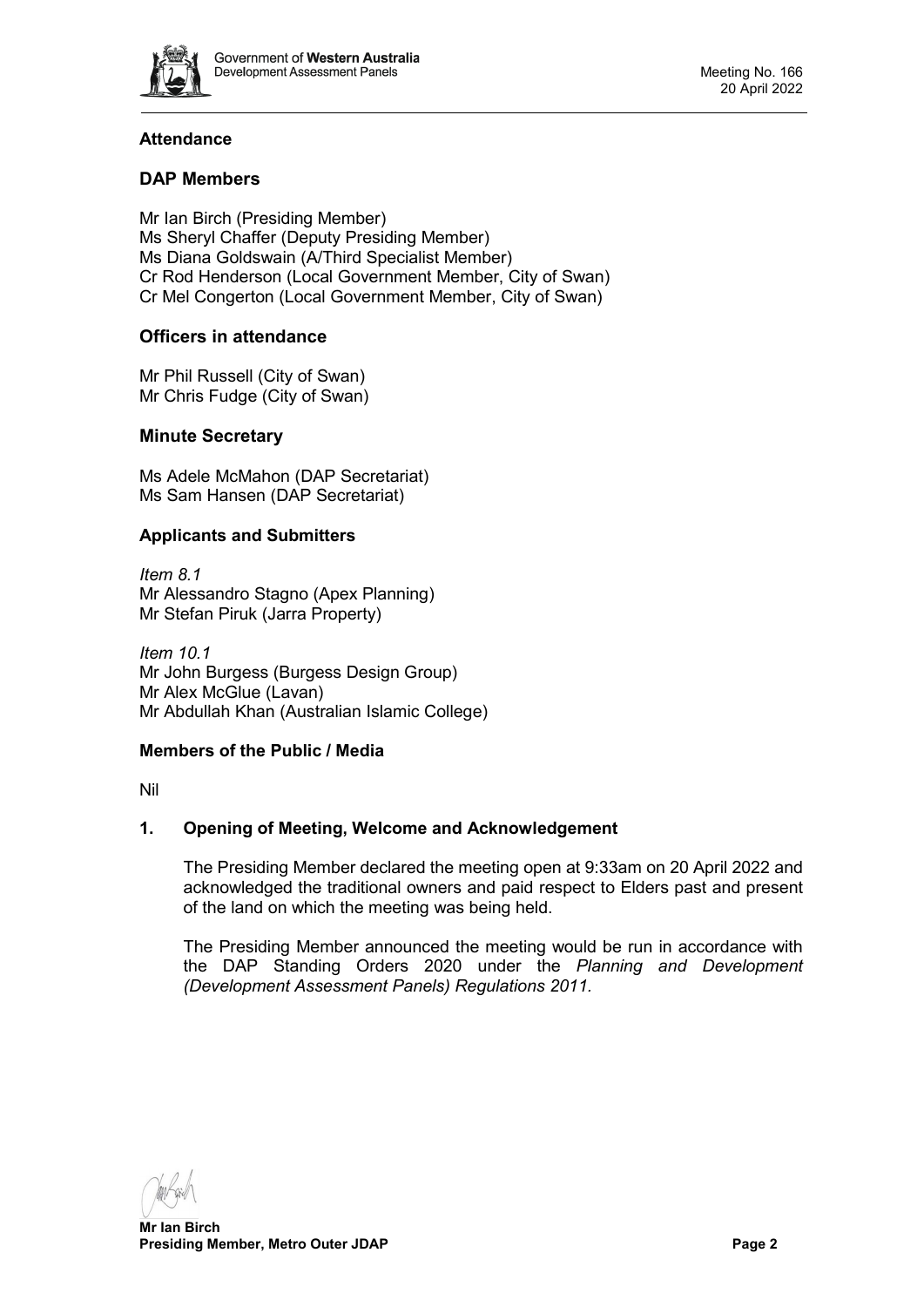## Attendance

### DAP Members

Mr Ian Birch (Presiding Member)
Ms Sheryl Chaffer (Deputy Presiding Member)
Ms Diana Goldswain (A/Third Specialist Member)
Cr Rod Henderson (Local Government Member, City of Swan)
Cr Mel Congerton (Local Government Member, City of Swan)

### Officers in attendance

Mr Phil Russell (City of Swan)
Mr Chris Fudge (City of Swan)

### Minute Secretary

Ms Adele McMahon (DAP Secretariat)
Ms Sam Hansen (DAP Secretariat)

### Applicants and Submitters

*Item 8.1*
Mr Alessandro Stagno (Apex Planning)
Mr Stefan Piruk (Jarra Property)

*Item 10.1*
Mr John Burgess (Burgess Design Group)
Mr Alex McGlue (Lavan)
Mr Abdullah Khan (Australian Islamic College)

### Members of the Public / Media

Nil

### 1. Opening of Meeting, Welcome and Acknowledgement

The Presiding Member declared the meeting open at 9:33am on 20 April 2022 and acknowledged the traditional owners and paid respect to Elders past and present of the land on which the meeting was being held.

The Presiding Member announced the meeting would be run in accordance with the DAP Standing Orders 2020 under the *Planning and Development (Development Assessment Panels) Regulations 2011.*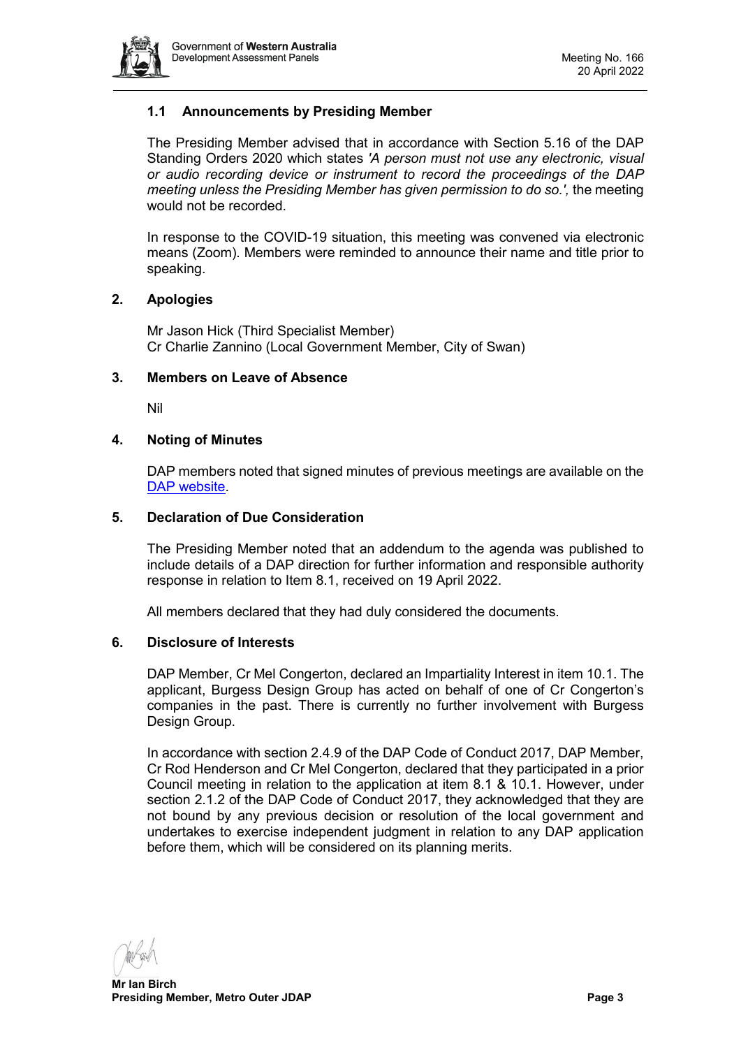### 1.1 Announcements by Presiding Member

The Presiding Member advised that in accordance with Section 5.16 of the DAP Standing Orders 2020 which states *'A person must not use any electronic, visual or audio recording device or instrument to record the proceedings of the DAP meeting unless the Presiding Member has given permission to do so.',* the meeting would not be recorded.

In response to the COVID-19 situation, this meeting was convened via electronic means (Zoom). Members were reminded to announce their name and title prior to speaking.

## 2. Apologies

Mr Jason Hick (Third Specialist Member)
Cr Charlie Zannino (Local Government Member, City of Swan)

## 3. Members on Leave of Absence

Nil

## 4. Noting of Minutes

DAP members noted that signed minutes of previous meetings are available on the [DAP website](DAP website).

## 5. Declaration of Due Consideration

The Presiding Member noted that an addendum to the agenda was published to include details of a DAP direction for further information and responsible authority response in relation to Item 8.1, received on 19 April 2022.

All members declared that they had duly considered the documents.

## 6. Disclosure of Interests

DAP Member, Cr Mel Congerton, declared an Impartiality Interest in item 10.1. The applicant, Burgess Design Group has acted on behalf of one of Cr Congerton's companies in the past. There is currently no further involvement with Burgess Design Group.

In accordance with section 2.4.9 of the DAP Code of Conduct 2017, DAP Member, Cr Rod Henderson and Cr Mel Congerton, declared that they participated in a prior Council meeting in relation to the application at item 8.1 & 10.1. However, under section 2.1.2 of the DAP Code of Conduct 2017, they acknowledged that they are not bound by any previous decision or resolution of the local government and undertakes to exercise independent judgment in relation to any DAP application before them, which will be considered on its planning merits.

**Mr Ian Birch**
**Presiding Member, Metro Outer JDAP**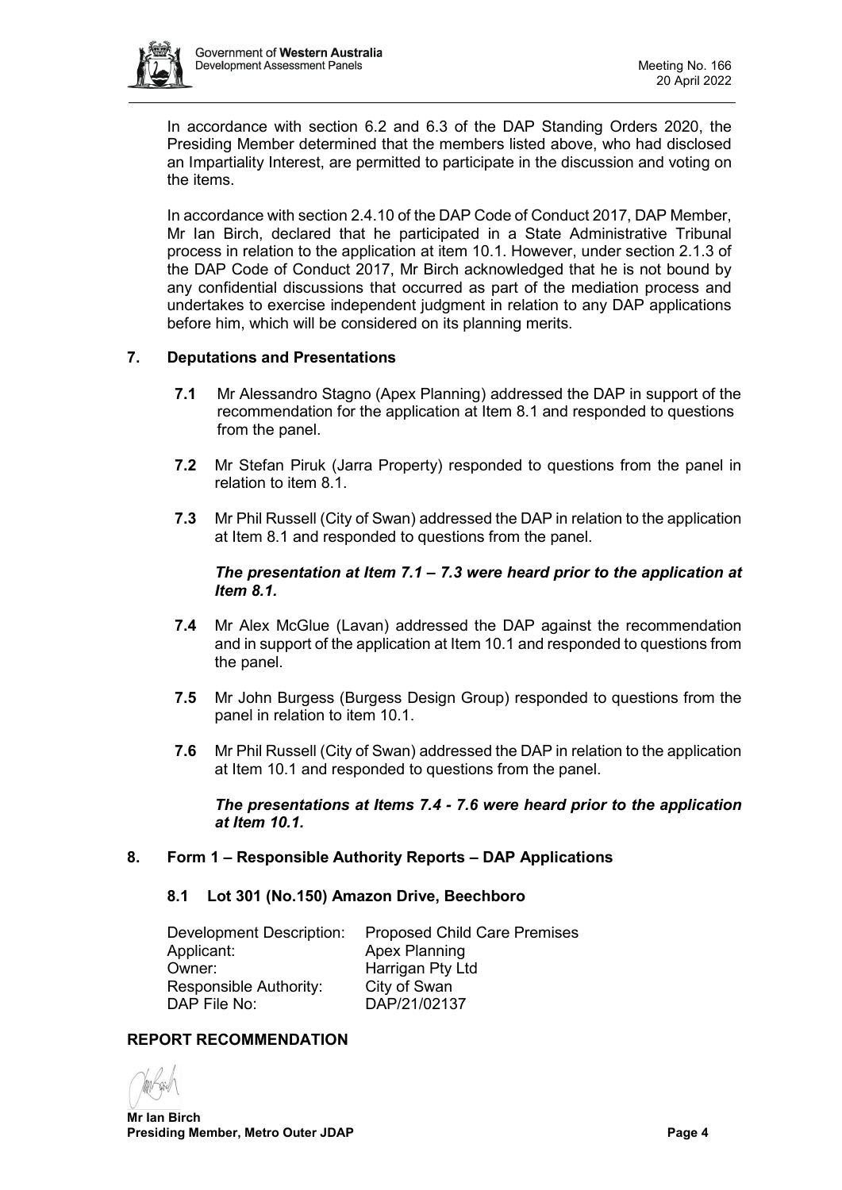In accordance with section 6.2 and 6.3 of the DAP Standing Orders 2020, the Presiding Member determined that the members listed above, who had disclosed an Impartiality Interest, are permitted to participate in the discussion and voting on the items.

In accordance with section 2.4.10 of the DAP Code of Conduct 2017, DAP Member, Mr Ian Birch, declared that he participated in a State Administrative Tribunal process in relation to the application at item 10.1. However, under section 2.1.3 of the DAP Code of Conduct 2017, Mr Birch acknowledged that he is not bound by any confidential discussions that occurred as part of the mediation process and undertakes to exercise independent judgment in relation to any DAP applications before him, which will be considered on its planning merits.

## 7. Deputations and Presentations

**7.1** Mr Alessandro Stagno (Apex Planning) addressed the DAP in support of the recommendation for the application at Item 8.1 and responded to questions from the panel.

**7.2** Mr Stefan Piruk (Jarra Property) responded to questions from the panel in relation to item 8.1.

**7.3** Mr Phil Russell (City of Swan) addressed the DAP in relation to the application at Item 8.1 and responded to questions from the panel.

***The presentation at Item 7.1 – 7.3 were heard prior to the application at Item 8.1.***

**7.4** Mr Alex McGlue (Lavan) addressed the DAP against the recommendation and in support of the application at Item 10.1 and responded to questions from the panel.

**7.5** Mr John Burgess (Burgess Design Group) responded to questions from the panel in relation to item 10.1.

**7.6** Mr Phil Russell (City of Swan) addressed the DAP in relation to the application at Item 10.1 and responded to questions from the panel.

***The presentations at Items 7.4 - 7.6 were heard prior to the application at Item 10.1.***

## 8. Form 1 – Responsible Authority Reports – DAP Applications

### 8.1 Lot 301 (No.150) Amazon Drive, Beechboro

| | |
|---|---|
| Development Description: | Proposed Child Care Premises |
| Applicant: | Apex Planning |
| Owner: | Harrigan Pty Ltd |
| Responsible Authority: | City of Swan |
| DAP File No: | DAP/21/02137 |

**REPORT RECOMMENDATION**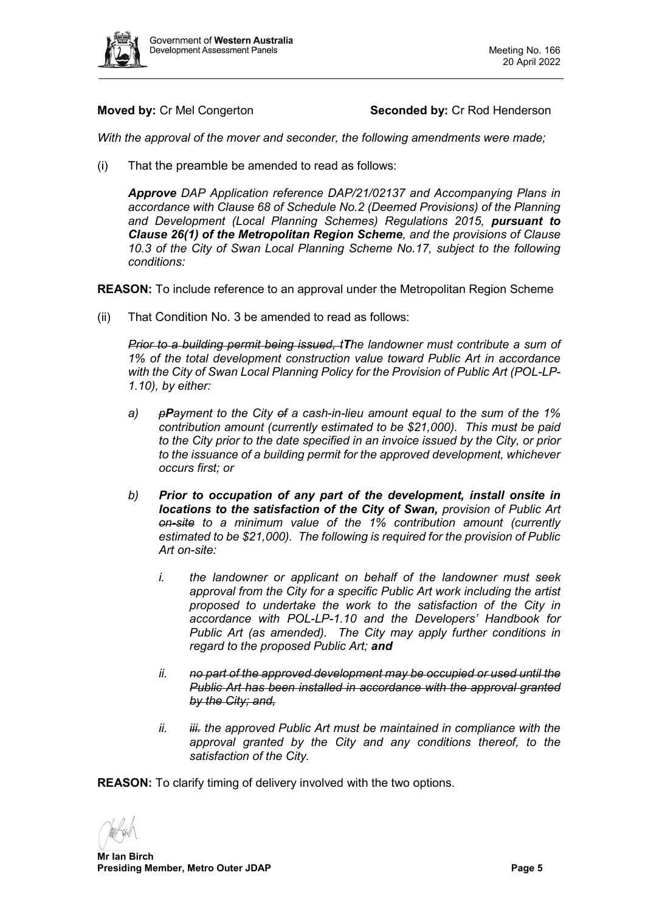**Moved by:** Cr Mel Congerton **Seconded by:** Cr Rod Henderson

*With the approval of the mover and seconder, the following amendments were made;*

(i) That the preamble be amended to read as follows:

> ***Approve*** *DAP Application reference DAP/21/02137 and Accompanying Plans in accordance with Clause 68 of Schedule No.2 (Deemed Provisions) of the Planning and Development (Local Planning Schemes) Regulations 2015,* ***pursuant to Clause 26(1) of the Metropolitan Region Scheme****, and the provisions of Clause 10.3 of the City of Swan Local Planning Scheme No.17, subject to the following conditions:*

**REASON:** To include reference to an approval under the Metropolitan Region Scheme

(ii) That Condition No. 3 be amended to read as follows:

> *~~Prior to a building permit being issued, t~~****T****he landowner must contribute a sum of 1% of the total development construction value toward Public Art in accordance with the City of Swan Local Planning Policy for the Provision of Public Art (POL-LP-1.10), by either:*
>
> *a) ~~p~~****P****ayment to the City ~~of~~ a cash-in-lieu amount equal to the sum of the 1% contribution amount (currently estimated to be $21,000). This must be paid to the City prior to the date specified in an invoice issued by the City, or prior to the issuance of a building permit for the approved development, whichever occurs first; or*
>
> *b)* ***Prior to occupation of any part of the development, install onsite in locations to the satisfaction of the City of Swan,*** *provision of Public Art ~~on-site~~ to a minimum value of the 1% contribution amount (currently estimated to be $21,000). The following is required for the provision of Public Art on-site:*
>
> *i. the landowner or applicant on behalf of the landowner must seek approval from the City for a specific Public Art work including the artist proposed to undertake the work to the satisfaction of the City in accordance with POL-LP-1.10 and the Developers' Handbook for Public Art (as amended). The City may apply further conditions in regard to the proposed Public Art;* ***and***
>
> *~~ii. no part of the approved development may be occupied or used until the Public Art has been installed in accordance with the approval granted by the City; and,~~*
>
> *ii. ~~iii.~~ the approved Public Art must be maintained in compliance with the approval granted by the City and any conditions thereof, to the satisfaction of the City.*

**REASON:** To clarify timing of delivery involved with the two options.

**Mr Ian Birch**
**Presiding Member, Metro Outer JDAP**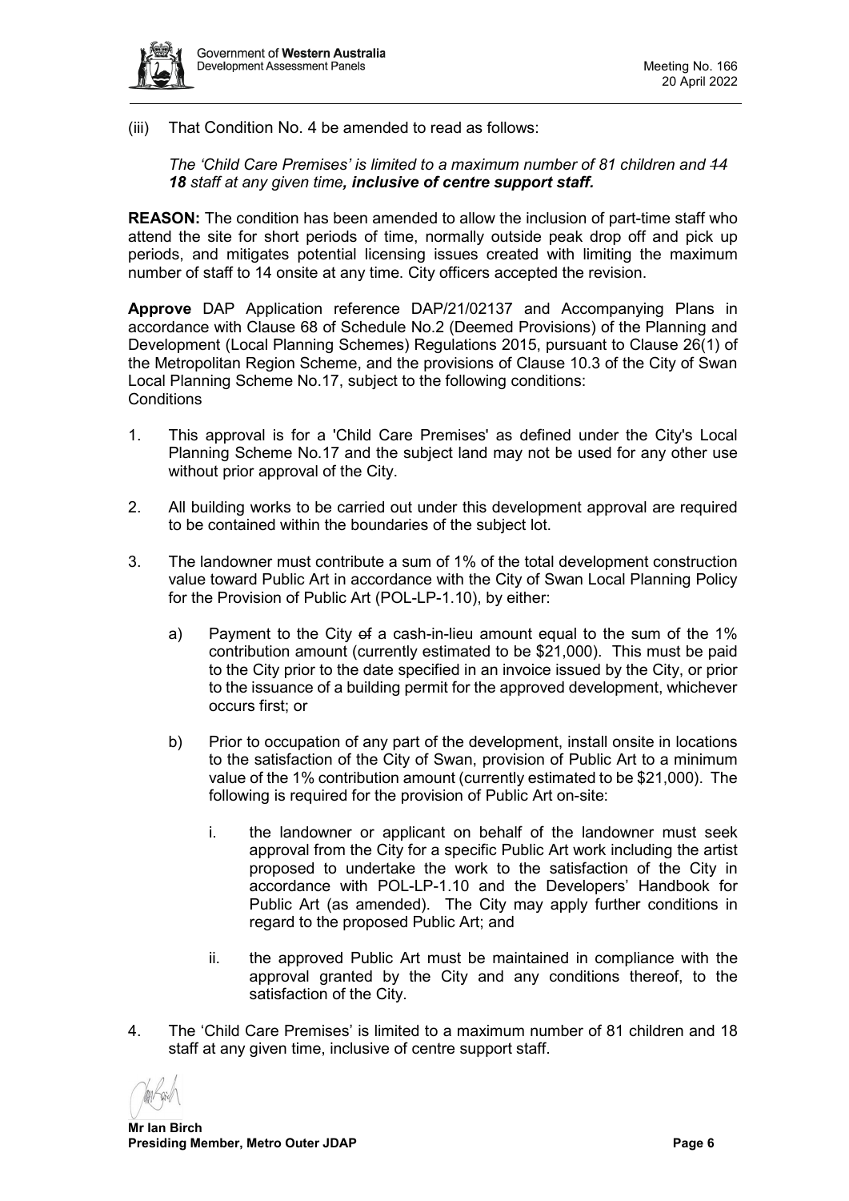(iii) That Condition No. 4 be amended to read as follows:

*The 'Child Care Premises' is limited to a maximum number of 81 children and ~~14~~ **18** staff at any given time**, inclusive of centre support staff.***

**REASON:** The condition has been amended to allow the inclusion of part-time staff who attend the site for short periods of time, normally outside peak drop off and pick up periods, and mitigates potential licensing issues created with limiting the maximum number of staff to 14 onsite at any time. City officers accepted the revision.

**Approve** DAP Application reference DAP/21/02137 and Accompanying Plans in accordance with Clause 68 of Schedule No.2 (Deemed Provisions) of the Planning and Development (Local Planning Schemes) Regulations 2015, pursuant to Clause 26(1) of the Metropolitan Region Scheme, and the provisions of Clause 10.3 of the City of Swan Local Planning Scheme No.17, subject to the following conditions:
Conditions

1. This approval is for a 'Child Care Premises' as defined under the City's Local Planning Scheme No.17 and the subject land may not be used for any other use without prior approval of the City.

2. All building works to be carried out under this development approval are required to be contained within the boundaries of the subject lot.

3. The landowner must contribute a sum of 1% of the total development construction value toward Public Art in accordance with the City of Swan Local Planning Policy for the Provision of Public Art (POL-LP-1.10), by either:

   a) Payment to the City ~~of~~ a cash-in-lieu amount equal to the sum of the 1% contribution amount (currently estimated to be $21,000). This must be paid to the City prior to the date specified in an invoice issued by the City, or prior to the issuance of a building permit for the approved development, whichever occurs first; or

   b) Prior to occupation of any part of the development, install onsite in locations to the satisfaction of the City of Swan, provision of Public Art to a minimum value of the 1% contribution amount (currently estimated to be $21,000). The following is required for the provision of Public Art on-site:

      i. the landowner or applicant on behalf of the landowner must seek approval from the City for a specific Public Art work including the artist proposed to undertake the work to the satisfaction of the City in accordance with POL-LP-1.10 and the Developers' Handbook for Public Art (as amended). The City may apply further conditions in regard to the proposed Public Art; and

      ii. the approved Public Art must be maintained in compliance with the approval granted by the City and any conditions thereof, to the satisfaction of the City.

4. The 'Child Care Premises' is limited to a maximum number of 81 children and 18 staff at any given time, inclusive of centre support staff.

**Mr Ian Birch**
**Presiding Member, Metro Outer JDAP**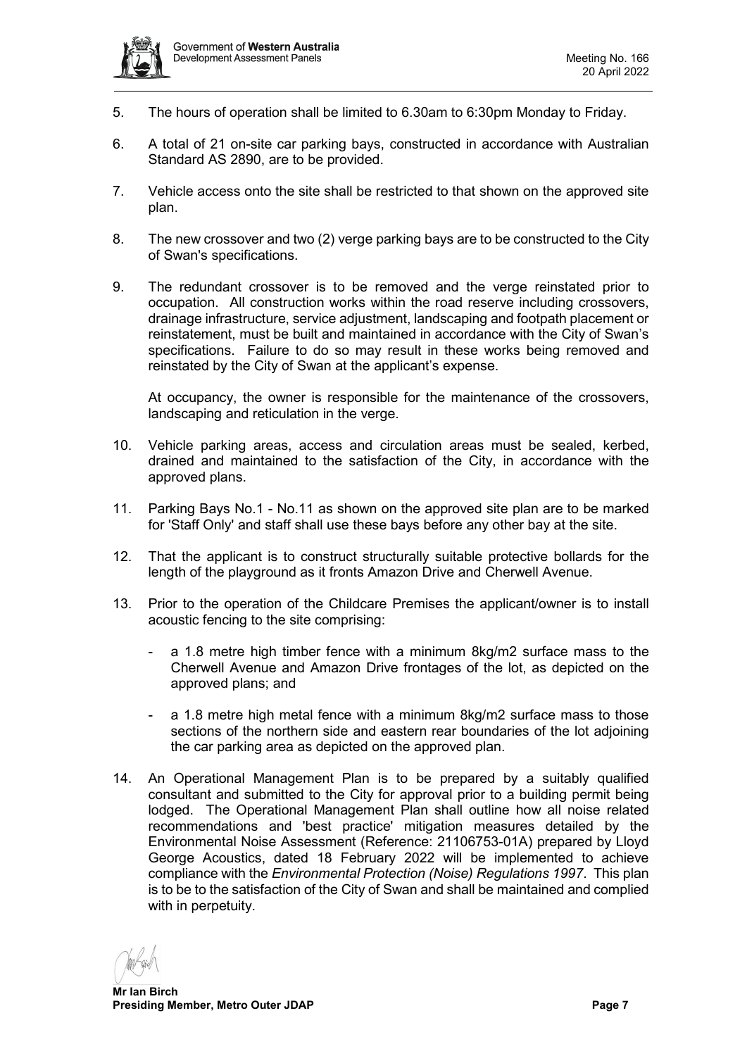5. The hours of operation shall be limited to 6.30am to 6:30pm Monday to Friday.

6. A total of 21 on-site car parking bays, constructed in accordance with Australian Standard AS 2890, are to be provided.

7. Vehicle access onto the site shall be restricted to that shown on the approved site plan.

8. The new crossover and two (2) verge parking bays are to be constructed to the City of Swan's specifications.

9. The redundant crossover is to be removed and the verge reinstated prior to occupation. All construction works within the road reserve including crossovers, drainage infrastructure, service adjustment, landscaping and footpath placement or reinstatement, must be built and maintained in accordance with the City of Swan's specifications. Failure to do so may result in these works being removed and reinstated by the City of Swan at the applicant's expense.

   At occupancy, the owner is responsible for the maintenance of the crossovers, landscaping and reticulation in the verge.

10. Vehicle parking areas, access and circulation areas must be sealed, kerbed, drained and maintained to the satisfaction of the City, in accordance with the approved plans.

11. Parking Bays No.1 - No.11 as shown on the approved site plan are to be marked for 'Staff Only' and staff shall use these bays before any other bay at the site.

12. That the applicant is to construct structurally suitable protective bollards for the length of the playground as it fronts Amazon Drive and Cherwell Avenue.

13. Prior to the operation of the Childcare Premises the applicant/owner is to install acoustic fencing to the site comprising:

   - a 1.8 metre high timber fence with a minimum 8kg/m2 surface mass to the Cherwell Avenue and Amazon Drive frontages of the lot, as depicted on the approved plans; and

   - a 1.8 metre high metal fence with a minimum 8kg/m2 surface mass to those sections of the northern side and eastern rear boundaries of the lot adjoining the car parking area as depicted on the approved plan.

14. An Operational Management Plan is to be prepared by a suitably qualified consultant and submitted to the City for approval prior to a building permit being lodged. The Operational Management Plan shall outline how all noise related recommendations and 'best practice' mitigation measures detailed by the Environmental Noise Assessment (Reference: 21106753-01A) prepared by Lloyd George Acoustics, dated 18 February 2022 will be implemented to achieve compliance with the *Environmental Protection (Noise) Regulations 1997*. This plan is to be to the satisfaction of the City of Swan and shall be maintained and complied with in perpetuity.

**Mr Ian Birch**
**Presiding Member, Metro Outer JDAP**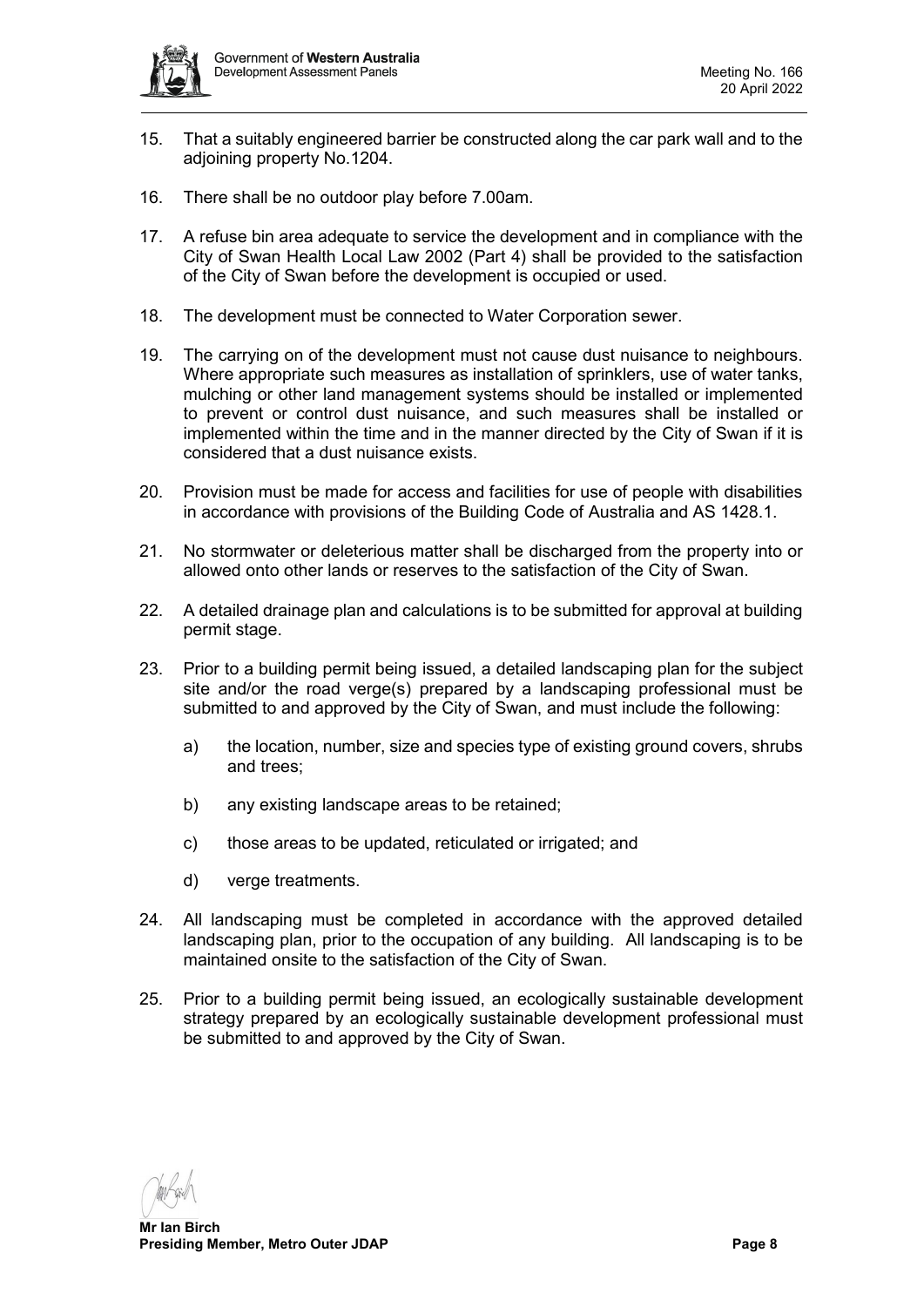15. That a suitably engineered barrier be constructed along the car park wall and to the adjoining property No.1204.

16. There shall be no outdoor play before 7.00am.

17. A refuse bin area adequate to service the development and in compliance with the City of Swan Health Local Law 2002 (Part 4) shall be provided to the satisfaction of the City of Swan before the development is occupied or used.

18. The development must be connected to Water Corporation sewer.

19. The carrying on of the development must not cause dust nuisance to neighbours. Where appropriate such measures as installation of sprinklers, use of water tanks, mulching or other land management systems should be installed or implemented to prevent or control dust nuisance, and such measures shall be installed or implemented within the time and in the manner directed by the City of Swan if it is considered that a dust nuisance exists.

20. Provision must be made for access and facilities for use of people with disabilities in accordance with provisions of the Building Code of Australia and AS 1428.1.

21. No stormwater or deleterious matter shall be discharged from the property into or allowed onto other lands or reserves to the satisfaction of the City of Swan.

22. A detailed drainage plan and calculations is to be submitted for approval at building permit stage.

23. Prior to a building permit being issued, a detailed landscaping plan for the subject site and/or the road verge(s) prepared by a landscaping professional must be submitted to and approved by the City of Swan, and must include the following:

    a) the location, number, size and species type of existing ground covers, shrubs and trees;

    b) any existing landscape areas to be retained;

    c) those areas to be updated, reticulated or irrigated; and

    d) verge treatments.

24. All landscaping must be completed in accordance with the approved detailed landscaping plan, prior to the occupation of any building. All landscaping is to be maintained onsite to the satisfaction of the City of Swan.

25. Prior to a building permit being issued, an ecologically sustainable development strategy prepared by an ecologically sustainable development professional must be submitted to and approved by the City of Swan.

**Mr Ian Birch**
**Presiding Member, Metro Outer JDAP**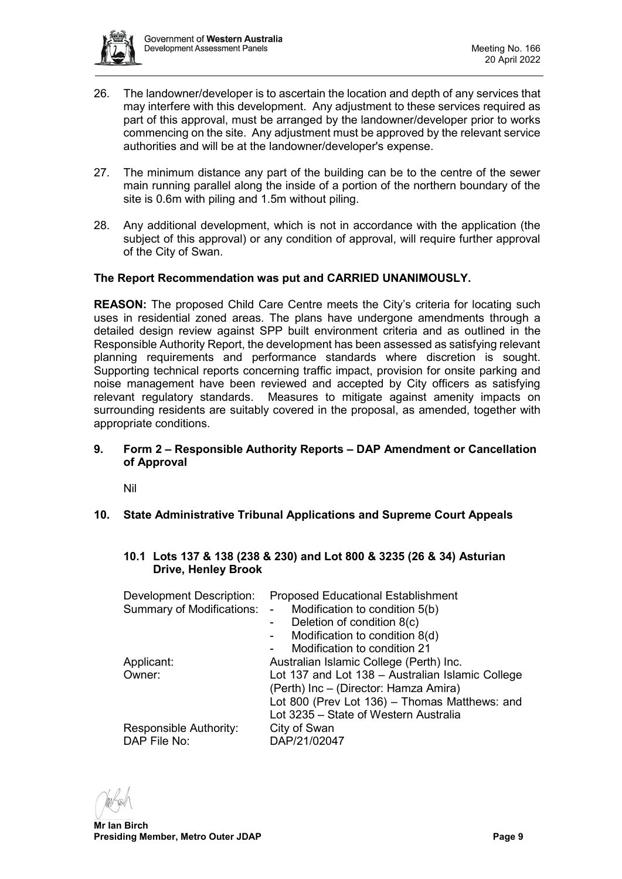26. The landowner/developer is to ascertain the location and depth of any services that may interfere with this development. Any adjustment to these services required as part of this approval, must be arranged by the landowner/developer prior to works commencing on the site. Any adjustment must be approved by the relevant service authorities and will be at the landowner/developer's expense.

27. The minimum distance any part of the building can be to the centre of the sewer main running parallel along the inside of a portion of the northern boundary of the site is 0.6m with piling and 1.5m without piling.

28. Any additional development, which is not in accordance with the application (the subject of this approval) or any condition of approval, will require further approval of the City of Swan.

**The Report Recommendation was put and CARRIED UNANIMOUSLY.**

**REASON:** The proposed Child Care Centre meets the City's criteria for locating such uses in residential zoned areas. The plans have undergone amendments through a detailed design review against SPP built environment criteria and as outlined in the Responsible Authority Report, the development has been assessed as satisfying relevant planning requirements and performance standards where discretion is sought. Supporting technical reports concerning traffic impact, provision for onsite parking and noise management have been reviewed and accepted by City officers as satisfying relevant regulatory standards. Measures to mitigate against amenity impacts on surrounding residents are suitably covered in the proposal, as amended, together with appropriate conditions.

## 9. Form 2 – Responsible Authority Reports – DAP Amendment or Cancellation of Approval

Nil

## 10. State Administrative Tribunal Applications and Supreme Court Appeals

### 10.1 Lots 137 & 138 (238 & 230) and Lot 800 & 3235 (26 & 34) Asturian Drive, Henley Brook

| | |
|---|---|
| Development Description: | Proposed Educational Establishment |
| Summary of Modifications: | - Modification to condition 5(b)<br>- Deletion of condition 8(c)<br>- Modification to condition 8(d)<br>- Modification to condition 21 |
| Applicant: | Australian Islamic College (Perth) Inc. |
| Owner: | Lot 137 and Lot 138 – Australian Islamic College (Perth) Inc – (Director: Hamza Amira)<br>Lot 800 (Prev Lot 136) – Thomas Matthews: and<br>Lot 3235 – State of Western Australia |
| Responsible Authority: | City of Swan |
| DAP File No: | DAP/21/02047 |

**Mr Ian Birch**
**Presiding Member, Metro Outer JDAP**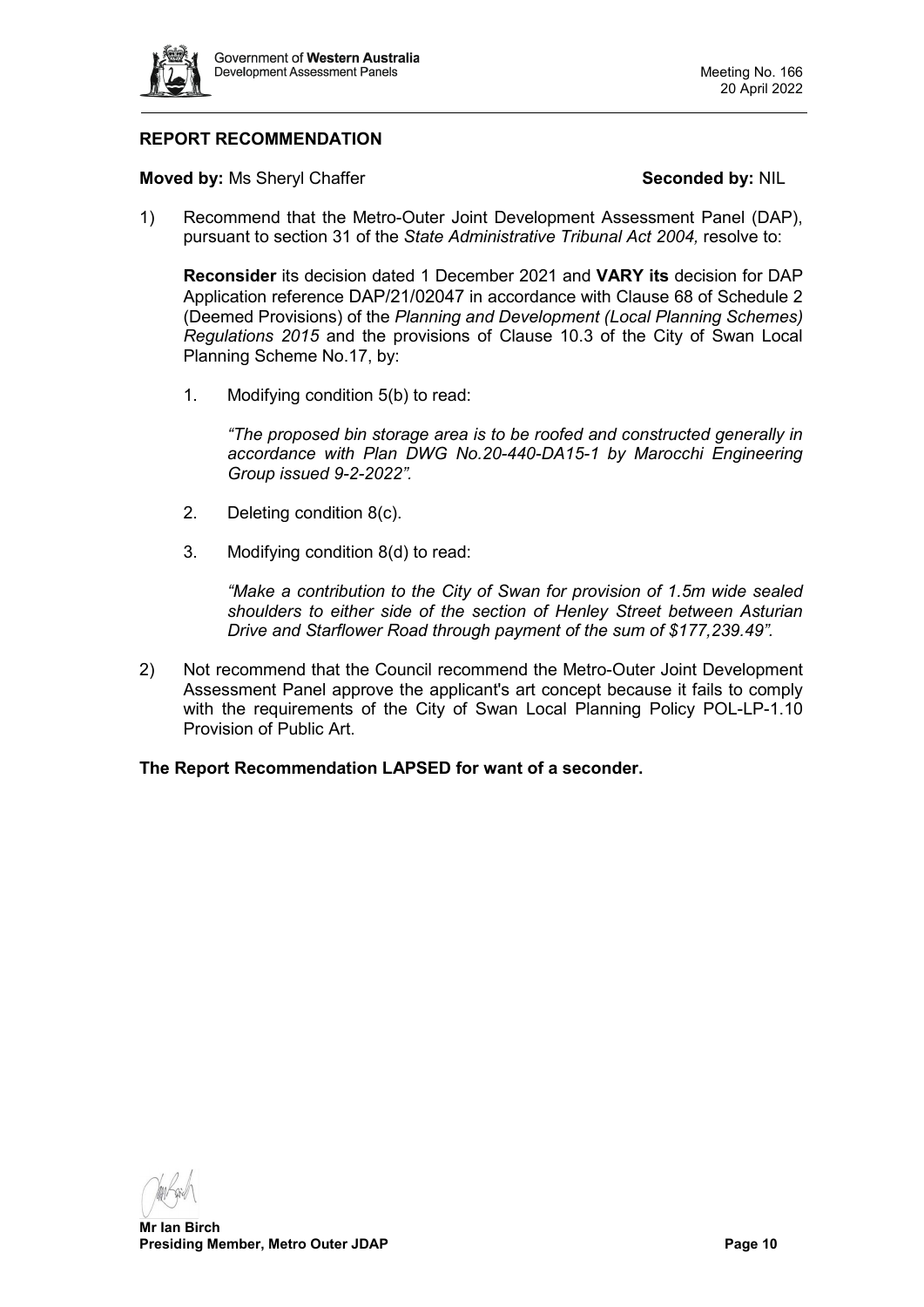## REPORT RECOMMENDATION

**Moved by:** Ms Sheryl Chaffer **Seconded by:** NIL

1) Recommend that the Metro-Outer Joint Development Assessment Panel (DAP), pursuant to section 31 of the *State Administrative Tribunal Act 2004,* resolve to:

   **Reconsider** its decision dated 1 December 2021 and **VARY its** decision for DAP Application reference DAP/21/02047 in accordance with Clause 68 of Schedule 2 (Deemed Provisions) of the *Planning and Development (Local Planning Schemes) Regulations 2015* and the provisions of Clause 10.3 of the City of Swan Local Planning Scheme No.17, by:

   1. Modifying condition 5(b) to read:

      *"The proposed bin storage area is to be roofed and constructed generally in accordance with Plan DWG No.20-440-DA15-1 by Marocchi Engineering Group issued 9-2-2022".*

   2. Deleting condition 8(c).

   3. Modifying condition 8(d) to read:

      *"Make a contribution to the City of Swan for provision of 1.5m wide sealed shoulders to either side of the section of Henley Street between Asturian Drive and Starflower Road through payment of the sum of $177,239.49".*

2) Not recommend that the Council recommend the Metro-Outer Joint Development Assessment Panel approve the applicant's art concept because it fails to comply with the requirements of the City of Swan Local Planning Policy POL-LP-1.10 Provision of Public Art.

**The Report Recommendation LAPSED for want of a seconder.**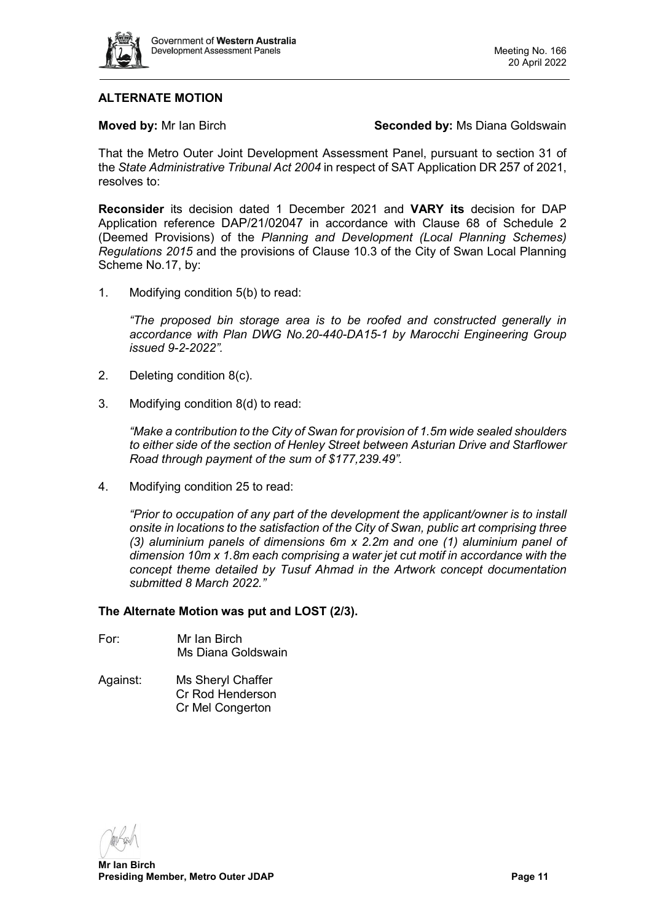**ALTERNATE MOTION**

**Moved by:** Mr Ian Birch **Seconded by:** Ms Diana Goldswain

That the Metro Outer Joint Development Assessment Panel, pursuant to section 31 of the *State Administrative Tribunal Act 2004* in respect of SAT Application DR 257 of 2021, resolves to:

**Reconsider** its decision dated 1 December 2021 and **VARY its** decision for DAP Application reference DAP/21/02047 in accordance with Clause 68 of Schedule 2 (Deemed Provisions) of the *Planning and Development (Local Planning Schemes) Regulations 2015* and the provisions of Clause 10.3 of the City of Swan Local Planning Scheme No.17, by:

1. Modifying condition 5(b) to read:

   *"The proposed bin storage area is to be roofed and constructed generally in accordance with Plan DWG No.20-440-DA15-1 by Marocchi Engineering Group issued 9-2-2022".*

2. Deleting condition 8(c).

3. Modifying condition 8(d) to read:

   *"Make a contribution to the City of Swan for provision of 1.5m wide sealed shoulders to either side of the section of Henley Street between Asturian Drive and Starflower Road through payment of the sum of $177,239.49".*

4. Modifying condition 25 to read:

   *"Prior to occupation of any part of the development the applicant/owner is to install onsite in locations to the satisfaction of the City of Swan, public art comprising three (3) aluminium panels of dimensions 6m x 2.2m and one (1) aluminium panel of dimension 10m x 1.8m each comprising a water jet cut motif in accordance with the concept theme detailed by Tusuf Ahmad in the Artwork concept documentation submitted 8 March 2022."*

**The Alternate Motion was put and LOST (2/3).**

For: Mr Ian Birch
Ms Diana Goldswain

Against: Ms Sheryl Chaffer
Cr Rod Henderson
Cr Mel Congerton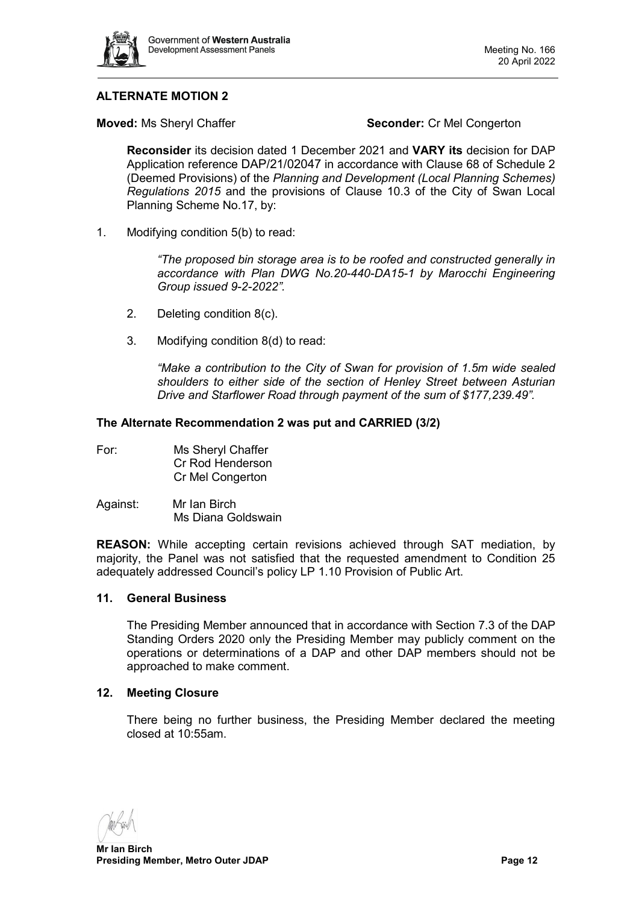**ALTERNATE MOTION 2**

**Moved:** Ms Sheryl Chaffer **Seconder:** Cr Mel Congerton

**Reconsider** its decision dated 1 December 2021 and **VARY its** decision for DAP Application reference DAP/21/02047 in accordance with Clause 68 of Schedule 2 (Deemed Provisions) of the *Planning and Development (Local Planning Schemes) Regulations 2015* and the provisions of Clause 10.3 of the City of Swan Local Planning Scheme No.17, by:

1. Modifying condition 5(b) to read:

   *"The proposed bin storage area is to be roofed and constructed generally in accordance with Plan DWG No.20-440-DA15-1 by Marocchi Engineering Group issued 9-2-2022".*

2. Deleting condition 8(c).

3. Modifying condition 8(d) to read:

   *"Make a contribution to the City of Swan for provision of 1.5m wide sealed shoulders to either side of the section of Henley Street between Asturian Drive and Starflower Road through payment of the sum of $177,239.49".*

**The Alternate Recommendation 2 was put and CARRIED (3/2)**

For: Ms Sheryl Chaffer
Cr Rod Henderson
Cr Mel Congerton

Against: Mr Ian Birch
Ms Diana Goldswain

**REASON:** While accepting certain revisions achieved through SAT mediation, by majority, the Panel was not satisfied that the requested amendment to Condition 25 adequately addressed Council's policy LP 1.10 Provision of Public Art.

## 11. General Business

The Presiding Member announced that in accordance with Section 7.3 of the DAP Standing Orders 2020 only the Presiding Member may publicly comment on the operations or determinations of a DAP and other DAP members should not be approached to make comment.

## 12. Meeting Closure

There being no further business, the Presiding Member declared the meeting closed at 10:55am.

**Mr Ian Birch**
**Presiding Member, Metro Outer JDAP**